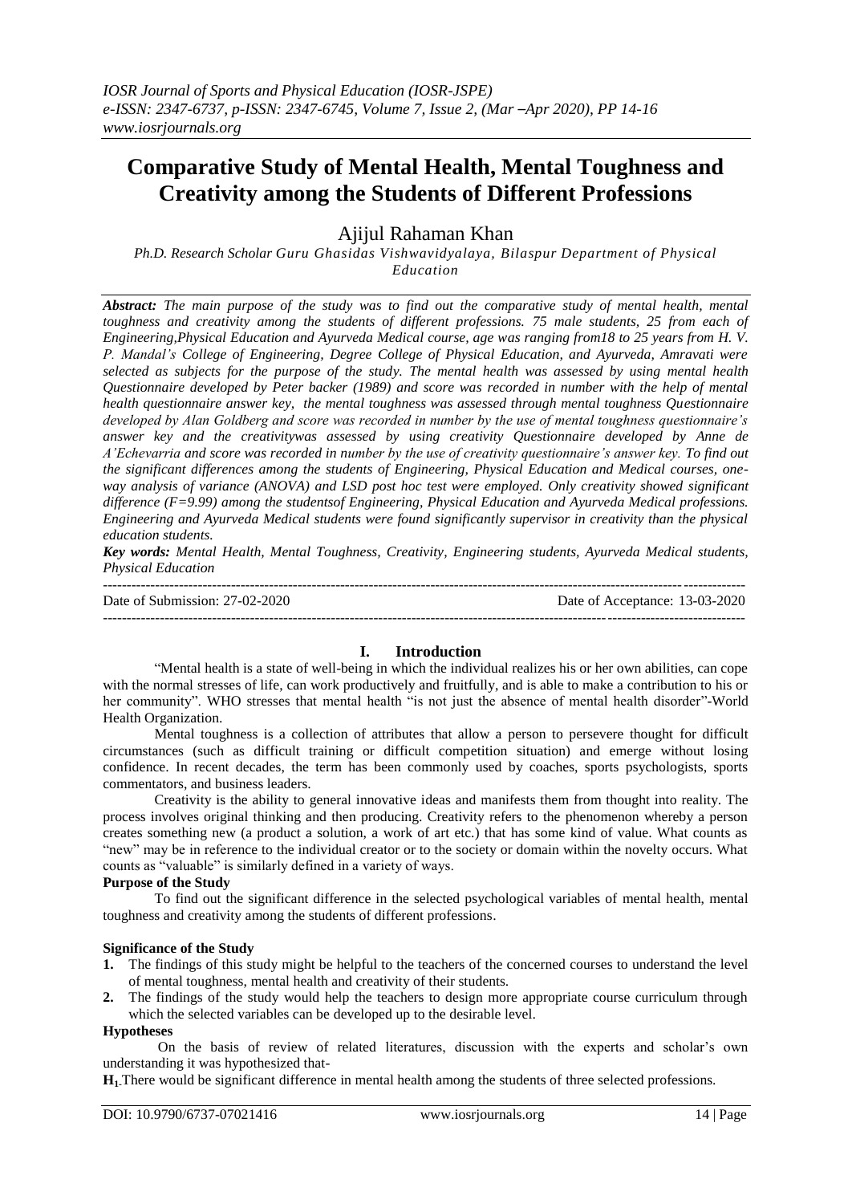# Comparative Study of Mental Health, Mental Toughness and Creativity among the Students of Different Professions

Ajijul Rahaman Khan

*Ph.D. Research Scholar Guru Ghasidas Vishwavidyalaya, Bilaspur Department of Physical Education*

***Abstract:*** *The main purpose of the study was to find out the comparative study of mental health, mental toughness and creativity among the students of different professions. 75 male students, 25 from each of Engineering,Physical Education and Ayurveda Medical course, age was ranging from18 to 25 years from H. V. P. Mandal's College of Engineering, Degree College of Physical Education, and Ayurveda, Amravati were selected as subjects for the purpose of the study. The mental health was assessed by using mental health Questionnaire developed by Peter backer (1989) and score was recorded in number with the help of mental health questionnaire answer key, the mental toughness was assessed through mental toughness Questionnaire developed by Alan Goldberg and score was recorded in number by the use of mental toughness questionnaire's answer key and the creativitywas assessed by using creativity Questionnaire developed by Anne de A'Echevarria and score was recorded in number by the use of creativity questionnaire's answer key. To find out the significant differences among the students of Engineering, Physical Education and Medical courses, one-way analysis of variance (ANOVA) and LSD post hoc test were employed. Only creativity showed significant difference (F=9.99) among the studentsof Engineering, Physical Education and Ayurveda Medical professions. Engineering and Ayurveda Medical students were found significantly supervisor in creativity than the physical education students.*

***Key words:*** *Mental Health, Mental Toughness, Creativity, Engineering students, Ayurveda Medical students, Physical Education*

Date of Submission: 27-02-2020 Date of Acceptance: 13-03-2020

## I. Introduction

"Mental health is a state of well-being in which the individual realizes his or her own abilities, can cope with the normal stresses of life, can work productively and fruitfully, and is able to make a contribution to his or her community". WHO stresses that mental health "is not just the absence of mental health disorder"-World Health Organization.

Mental toughness is a collection of attributes that allow a person to persevere thought for difficult circumstances (such as difficult training or difficult competition situation) and emerge without losing confidence. In recent decades, the term has been commonly used by coaches, sports psychologists, sports commentators, and business leaders.

Creativity is the ability to general innovative ideas and manifests them from thought into reality. The process involves original thinking and then producing. Creativity refers to the phenomenon whereby a person creates something new (a product a solution, a work of art etc.) that has some kind of value. What counts as "new" may be in reference to the individual creator or to the society or domain within the novelty occurs. What counts as "valuable" is similarly defined in a variety of ways.

**Purpose of the Study**

To find out the significant difference in the selected psychological variables of mental health, mental toughness and creativity among the students of different professions.

**Significance of the Study**

1. The findings of this study might be helpful to the teachers of the concerned courses to understand the level of mental toughness, mental health and creativity of their students.
2. The findings of the study would help the teachers to design more appropriate course curriculum through which the selected variables can be developed up to the desirable level.

**Hypotheses**

On the basis of review of related literatures, discussion with the experts and scholar's own understanding it was hypothesized that-

**$H_1$**.There would be significant difference in mental health among the students of three selected professions.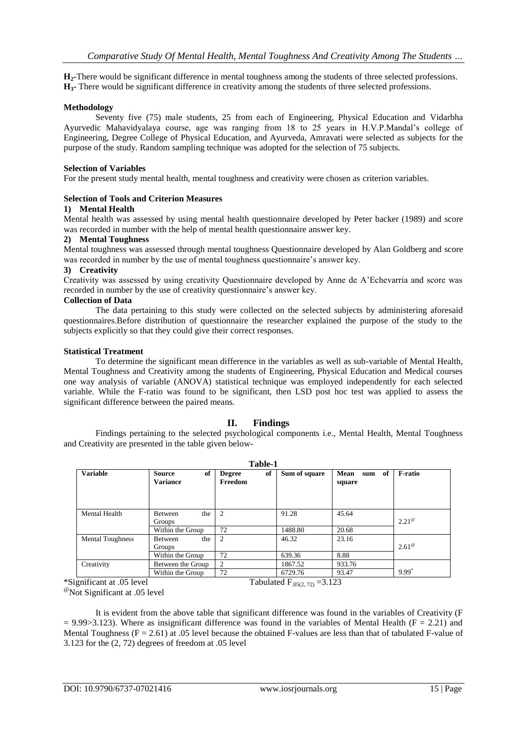**$H_2$**-There would be significant difference in mental toughness among the students of three selected professions.
**$H_3$**- There would be significant difference in creativity among the students of three selected professions.

**Methodology**

Seventy five (75) male students, 25 from each of Engineering, Physical Education and Vidarbha Ayurvedic Mahavidyalaya course, age was ranging from 18 to 25 years in H.V.P.Mandal's college of Engineering, Degree College of Physical Education, and Ayurveda, Amravati were selected as subjects for the purpose of the study. Random sampling technique was adopted for the selection of 75 subjects.

**Selection of Variables**

For the present study mental health, mental toughness and creativity were chosen as criterion variables.

**Selection of Tools and Criterion Measures**

**1) Mental Health**

Mental health was assessed by using mental health questionnaire developed by Peter backer (1989) and score was recorded in number with the help of mental health questionnaire answer key.

**2) Mental Toughness**

Mental toughness was assessed through mental toughness Questionnaire developed by Alan Goldberg and score was recorded in number by the use of mental toughness questionnaire's answer key.

**3) Creativity**

Creativity was assessed by using creativity Questionnaire developed by Anne de A'Echevarria and score was recorded in number by the use of creativity questionnaire's answer key.

**Collection of Data**

The data pertaining to this study were collected on the selected subjects by administering aforesaid questionnaires.Before distribution of questionnaire the researcher explained the purpose of the study to the subjects explicitly so that they could give their correct responses.

**Statistical Treatment**

To determine the significant mean difference in the variables as well as sub-variable of Mental Health, Mental Toughness and Creativity among the students of Engineering, Physical Education and Medical courses one way analysis of variable (ANOVA) statistical technique was employed independently for each selected variable. While the F-ratio was found to be significant, then LSD post hoc test was applied to assess the significant difference between the paired means.

## II. Findings

Findings pertaining to the selected psychological components i.e., Mental Health, Mental Toughness and Creativity are presented in the table given below-

**Table-1**

| Variable | Source of Variance | Degree of Freedom | Sum of square | Mean sum of square | F-ratio |
|---|---|---|---|---|---|
| Mental Health | Between the Groups | 2 | 91.28 | 45.64 | $2.21^{@}$ |
| | Within the Group | 72 | 1488.80 | 20.68 | |
| Mental Toughness | Between the Groups | 2 | 46.32 | 23.16 | $2.61^{@}$ |
| | Within the Group | 72 | 639.36 | 8.88 | |
| Creativity | Between the Group | 2 | 1867.52 | 933.76 | $9.99^{*}$ |
| | Within the Group | 72 | 6729.76 | 93.47 | |

*Significant at .05 level Tabulated $F_{.05(2, 72)} = 3.123$

@Not Significant at .05 level

It is evident from the above table that significant difference was found in the variables of Creativity ($F = 9.99 > 3.123$). Where as insignificant difference was found in the variables of Mental Health ($F = 2.21$) and Mental Toughness ($F = 2.61$) at .05 level because the obtained F-values are less than that of tabulated F-value of 3.123 for the (2, 72) degrees of freedom at .05 level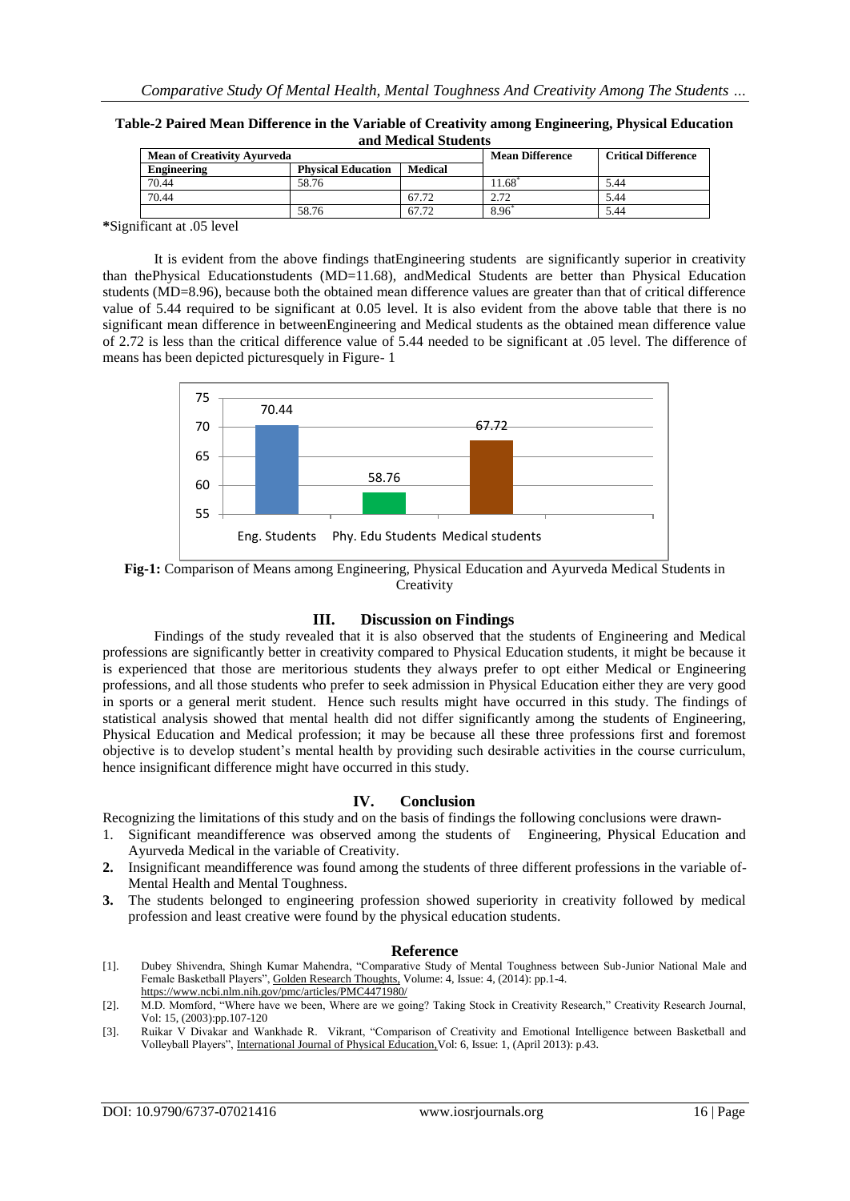**Table-2 Paired Mean Difference in the Variable of Creativity among Engineering, Physical Education and Medical Students**

| Mean of Creativity Ayurveda | | | Mean Difference | Critical Difference |
|---|---|---|---|---|
| Engineering | Physical Education | Medical | | |
| 70.44 | 58.76 | | 11.68* | 5.44 |
| 70.44 | | 67.72 | 2.72 | 5.44 |
| | 58.76 | 67.72 | 8.96* | 5.44 |

*Significant at .05 level

It is evident from the above findings thatEngineering students are significantly superior in creativity than thePhysical Educationstudents (MD=11.68), andMedical Students are better than Physical Education students (MD=8.96), because both the obtained mean difference values are greater than that of critical difference value of 5.44 required to be significant at 0.05 level. It is also evident from the above table that there is no significant mean difference in betweenEngineering and Medical students as the obtained mean difference value of 2.72 is less than the critical difference value of 5.44 needed to be significant at .05 level. The difference of means has been depicted picturesquely in Figure- 1

75
70
65
60
55
70.44
58.76
67.72
Eng. Students
Phy. Edu Students
Medical students

**Fig-1:** Comparison of Means among Engineering, Physical Education and Ayurveda Medical Students in Creativity

## III. Discussion on Findings

Findings of the study revealed that it is also observed that the students of Engineering and Medical professions are significantly better in creativity compared to Physical Education students, it might be because it is experienced that those are meritorious students they always prefer to opt either Medical or Engineering professions, and all those students who prefer to seek admission in Physical Education either they are very good in sports or a general merit student. Hence such results might have occurred in this study. The findings of statistical analysis showed that mental health did not differ significantly among the students of Engineering, Physical Education and Medical profession; it may be because all these three professions first and foremost objective is to develop student's mental health by providing such desirable activities in the course curriculum, hence insignificant difference might have occurred in this study.

## IV. Conclusion

Recognizing the limitations of this study and on the basis of findings the following conclusions were drawn-

1. Significant meandifference was observed among the students of Engineering, Physical Education and Ayurveda Medical in the variable of Creativity.
2. Insignificant meandifference was found among the students of three different professions in the variable of- Mental Health and Mental Toughness.
3. The students belonged to engineering profession showed superiority in creativity followed by medical profession and least creative were found by the physical education students.

## Reference

[1]. Dubey Shivendra, Shingh Kumar Mahendra, "Comparative Study of Mental Toughness between Sub-Junior National Male and Female Basketball Players", Golden Research Thoughts, Volume: 4, Issue: 4, (2014): pp.1-4. https://www.ncbi.nlm.nih.gov/pmc/articles/PMC4471980/

[2]. M.D. Momford, "Where have we been, Where are we going? Taking Stock in Creativity Research," Creativity Research Journal, Vol: 15, (2003):pp.107-120

[3]. Ruikar V Divakar and Wankhade R. Vikrant, "Comparison of Creativity and Emotional Intelligence between Basketball and Volleyball Players", International Journal of Physical Education,Vol: 6, Issue: 1, (April 2013): p.43.